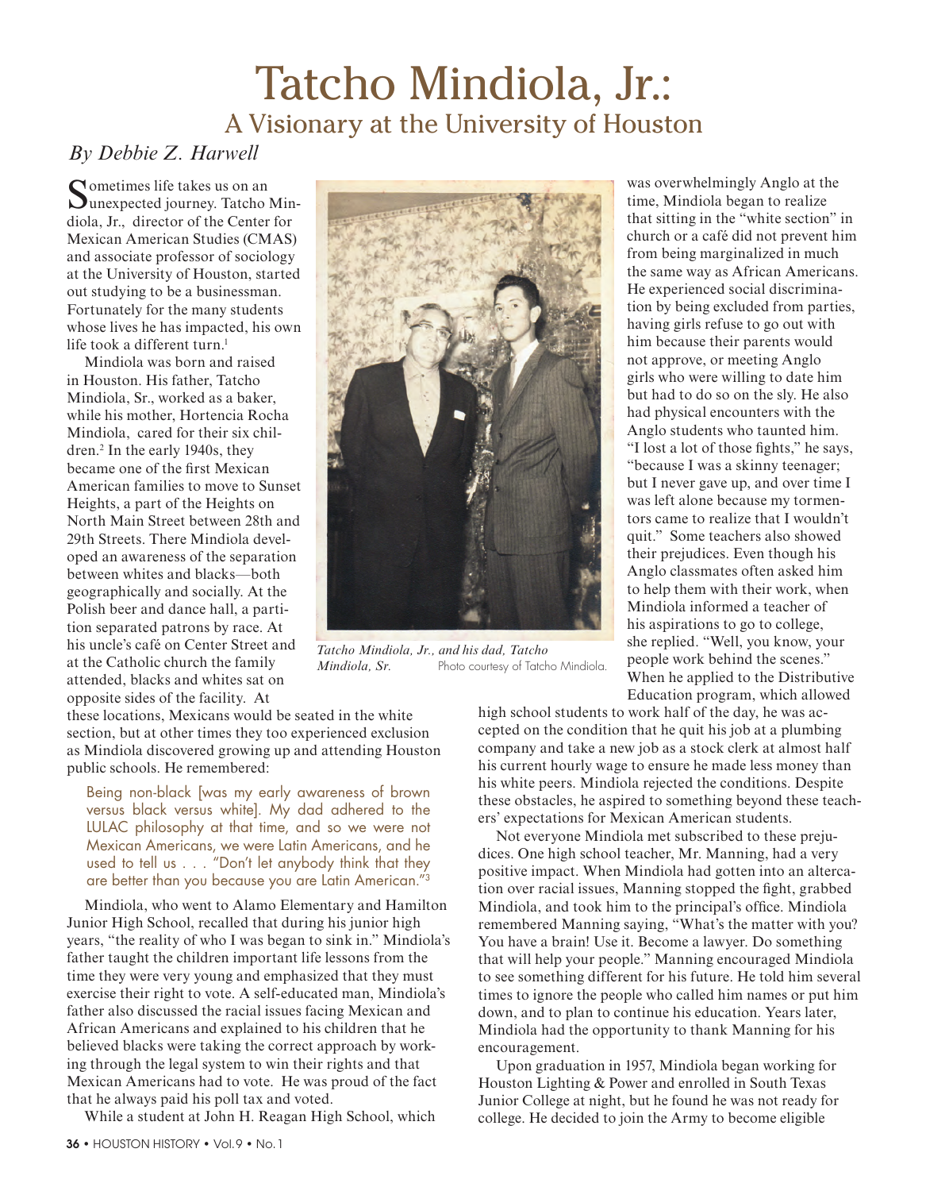# Tatcho Mindiola, Jr.:

## A Visionary at the University of Houston

*By Debbie Z. Harwell*

Sometimes life takes us on an unexpected journey. Tatcho Mindiola, Jr., director of the Center for Mexican American Studies (CMAS) and associate professor of sociology at the University of Houston, started out studying to be a businessman. Fortunately for the many students whose lives he has impacted, his own life took a different turn.[1]

Mindiola was born and raised in Houston. His father, Tatcho Mindiola, Sr., worked as a baker, while his mother, Hortencia Rocha Mindiola, cared for their six children.[2] In the early 1940s, they became one of the first Mexican American families to move to Sunset Heights, a part of the Heights on North Main Street between 28th and 29th Streets. There Mindiola developed an awareness of the separation between whites and blacks—both geographically and socially. At the Polish beer and dance hall, a partition separated patrons by race. At his uncle's café on Center Street and at the Catholic church the family attended, blacks and whites sat on opposite sides of the facility. At these locations, Mexicans would be seated in the white section, but at other times they too experienced exclusion as Mindiola discovered growing up and attending Houston public schools. He remembered:

> Being non-black [was my early awareness of brown versus black versus white]. My dad adhered to the LULAC philosophy at that time, and so we were not Mexican Americans, we were Latin Americans, and he used to tell us . . . "Don't let anybody think that they are better than you because you are Latin American."[3]

Mindiola, who went to Alamo Elementary and Hamilton Junior High School, recalled that during his junior high years, "the reality of who I was began to sink in." Mindiola's father taught the children important life lessons from the time they were very young and emphasized that they must exercise their right to vote. A self-educated man, Mindiola's father also discussed the racial issues facing Mexican and African Americans and explained to his children that he believed blacks were taking the correct approach by working through the legal system to win their rights and that Mexican Americans had to vote. He was proud of the fact that he always paid his poll tax and voted.

While a student at John H. Reagan High School, which was overwhelmingly Anglo at the time, Mindiola began to realize that sitting in the "white section" in church or a café did not prevent him from being marginalized in much the same way as African Americans. He experienced social discrimination by being excluded from parties, having girls refuse to go out with him because their parents would not approve, or meeting Anglo girls who were willing to date him but had to do so on the sly. He also had physical encounters with the Anglo students who taunted him. "I lost a lot of those fights," he says, "because I was a skinny teenager; but I never gave up, and over time I was left alone because my tormentors came to realize that I wouldn't quit." Some teachers also showed their prejudices. Even though his Anglo classmates often asked him to help them with their work, when Mindiola informed a teacher of his aspirations to go to college, she replied. "Well, you know, your people work behind the scenes." When he applied to the Distributive Education program, which allowed high school students to work half of the day, he was accepted on the condition that he quit his job at a plumbing company and take a new job as a stock clerk at almost half his current hourly wage to ensure he made less money than his white peers. Mindiola rejected the conditions. Despite these obstacles, he aspired to something beyond these teachers' expectations for Mexican American students.

*Tatcho Mindiola, Jr., and his dad, Tatcho Mindiola, Sr.* Photo courtesy of Tatcho Mindiola.

Not everyone Mindiola met subscribed to these prejudices. One high school teacher, Mr. Manning, had a very positive impact. When Mindiola had gotten into an altercation over racial issues, Manning stopped the fight, grabbed Mindiola, and took him to the principal's office. Mindiola remembered Manning saying, "What's the matter with you? You have a brain! Use it. Become a lawyer. Do something that will help your people." Manning encouraged Mindiola to see something different for his future. He told him several times to ignore the people who called him names or put him down, and to plan to continue his education. Years later, Mindiola had the opportunity to thank Manning for his encouragement.

Upon graduation in 1957, Mindiola began working for Houston Lighting & Power and enrolled in South Texas Junior College at night, but he found he was not ready for college. He decided to join the Army to become eligible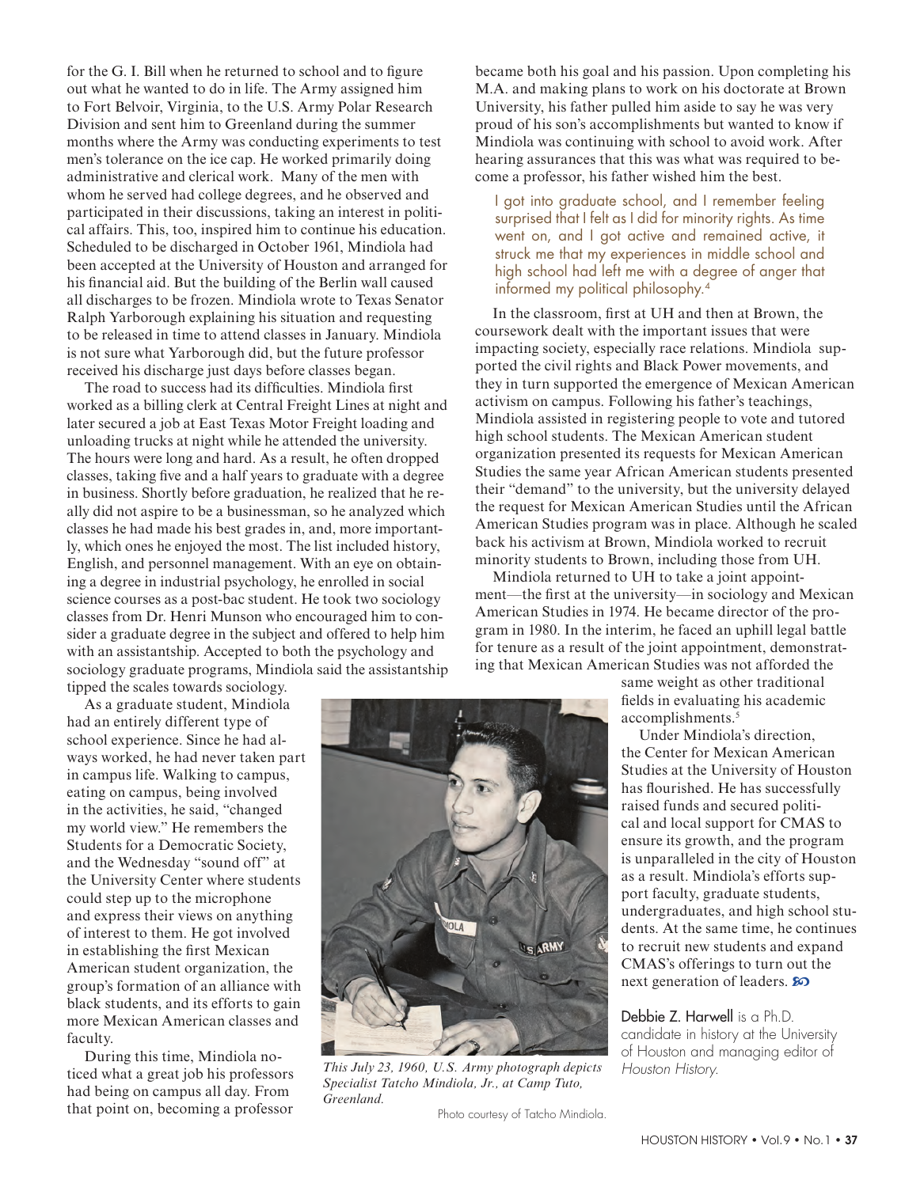for the G. I. Bill when he returned to school and to figure out what he wanted to do in life. The Army assigned him to Fort Belvoir, Virginia, to the U.S. Army Polar Research Division and sent him to Greenland during the summer months where the Army was conducting experiments to test men's tolerance on the ice cap. He worked primarily doing administrative and clerical work. Many of the men with whom he served had college degrees, and he observed and participated in their discussions, taking an interest in political affairs. This, too, inspired him to continue his education. Scheduled to be discharged in October 1961, Mindiola had been accepted at the University of Houston and arranged for his financial aid. But the building of the Berlin wall caused all discharges to be frozen. Mindiola wrote to Texas Senator Ralph Yarborough explaining his situation and requesting to be released in time to attend classes in January. Mindiola is not sure what Yarborough did, but the future professor received his discharge just days before classes began.

The road to success had its difficulties. Mindiola first worked as a billing clerk at Central Freight Lines at night and later secured a job at East Texas Motor Freight loading and unloading trucks at night while he attended the university. The hours were long and hard. As a result, he often dropped classes, taking five and a half years to graduate with a degree in business. Shortly before graduation, he realized that he really did not aspire to be a businessman, so he analyzed which classes he had made his best grades in, and, more importantly, which ones he enjoyed the most. The list included history, English, and personnel management. With an eye on obtaining a degree in industrial psychology, he enrolled in social science courses as a post-bac student. He took two sociology classes from Dr. Henri Munson who encouraged him to consider a graduate degree in the subject and offered to help him with an assistantship. Accepted to both the psychology and sociology graduate programs, Mindiola said the assistantship tipped the scales towards sociology.

As a graduate student, Mindiola had an entirely different type of school experience. Since he had always worked, he had never taken part in campus life. Walking to campus, eating on campus, being involved in the activities, he said, "changed my world view." He remembers the Students for a Democratic Society, and the Wednesday "sound off" at the University Center where students could step up to the microphone and express their views on anything of interest to them. He got involved in establishing the first Mexican American student organization, the group's formation of an alliance with black students, and its efforts to gain more Mexican American classes and faculty.

During this time, Mindiola noticed what a great job his professors had being on campus all day. From that point on, becoming a professor became both his goal and his passion. Upon completing his M.A. and making plans to work on his doctorate at Brown University, his father pulled him aside to say he was very proud of his son's accomplishments but wanted to know if Mindiola was continuing with school to avoid work. After hearing assurances that this was what was required to become a professor, his father wished him the best.

> I got into graduate school, and I remember feeling surprised that I felt as I did for minority rights. As time went on, and I got active and remained active, it struck me that my experiences in middle school and high school had left me with a degree of anger that informed my political philosophy.[4]

In the classroom, first at UH and then at Brown, the coursework dealt with the important issues that were impacting society, especially race relations. Mindiola supported the civil rights and Black Power movements, and they in turn supported the emergence of Mexican American activism on campus. Following his father's teachings, Mindiola assisted in registering people to vote and tutored high school students. The Mexican American student organization presented its requests for Mexican American Studies the same year African American students presented their "demand" to the university, but the university delayed the request for Mexican American Studies until the African American Studies program was in place. Although he scaled back his activism at Brown, Mindiola worked to recruit minority students to Brown, including those from UH.

Mindiola returned to UH to take a joint appointment—the first at the university—in sociology and Mexican American Studies in 1974. He became director of the program in 1980. In the interim, he faced an uphill legal battle for tenure as a result of the joint appointment, demonstrating that Mexican American Studies was not afforded the same weight as other traditional fields in evaluating his academic accomplishments.[5]

Under Mindiola's direction, the Center for Mexican American Studies at the University of Houston has flourished. He has successfully raised funds and secured political and local support for CMAS to ensure its growth, and the program is unparalleled in the city of Houston as a result. Mindiola's efforts support faculty, graduate students, undergraduates, and high school students. At the same time, he continues to recruit new students and expand CMAS's offerings to turn out the next generation of leaders.

*This July 23, 1960, U.S. Army photograph depicts Specialist Tatcho Mindiola, Jr., at Camp Tuto, Greenland.*

Photo courtesy of Tatcho Mindiola.

**Debbie Z. Harwell** is a Ph.D. candidate in history at the University of Houston and managing editor of *Houston History*.